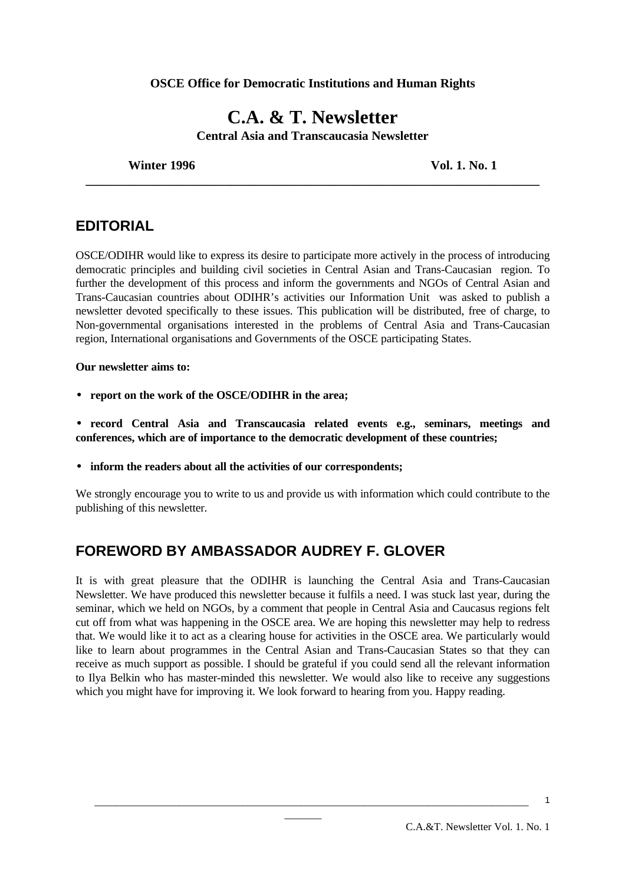**OSCE Office for Democratic Institutions and Human Rights**

# C.A. & T. Newsletter

**Central Asia and Transcaucasia Newsletter**

**Winter 1996** **Vol. 1. No. 1**

---

## EDITORIAL

OSCE/ODIHR would like to express its desire to participate more actively in the process of introducing democratic principles and building civil societies in Central Asian and Trans-Caucasian region. To further the development of this process and inform the governments and NGOs of Central Asian and Trans-Caucasian countries about ODIHR's activities our Information Unit was asked to publish a newsletter devoted specifically to these issues. This publication will be distributed, free of charge, to Non-governmental organisations interested in the problems of Central Asia and Trans-Caucasian region, International organisations and Governments of the OSCE participating States.

**Our newsletter aims to:**

- **report on the work of the OSCE/ODIHR in the area;**
- **record Central Asia and Transcaucasia related events e.g., seminars, meetings and conferences, which are of importance to the democratic development of these countries;**
- **inform the readers about all the activities of our correspondents;**

We strongly encourage you to write to us and provide us with information which could contribute to the publishing of this newsletter.

## FOREWORD BY AMBASSADOR AUDREY F. GLOVER

It is with great pleasure that the ODIHR is launching the Central Asia and Trans-Caucasian Newsletter. We have produced this newsletter because it fulfils a need. I was stuck last year, during the seminar, which we held on NGOs, by a comment that people in Central Asia and Caucasus regions felt cut off from what was happening in the OSCE area. We are hoping this newsletter may help to redress that. We would like it to act as a clearing house for activities in the OSCE area. We particularly would like to learn about programmes in the Central Asian and Trans-Caucasian States so that they can receive as much support as possible. I should be grateful if you could send all the relevant information to Ilya Belkin who has master-minded this newsletter. We would also like to receive any suggestions which you might have for improving it. We look forward to hearing from you. Happy reading.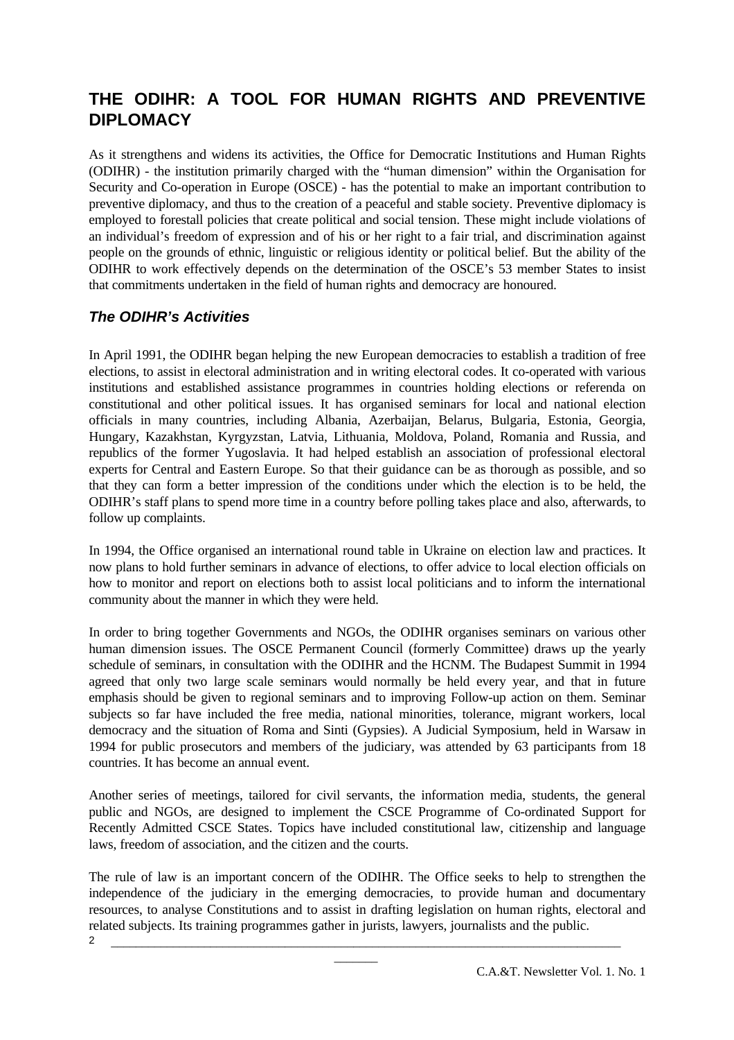# THE ODIHR: A TOOL FOR HUMAN RIGHTS AND PREVENTIVE DIPLOMACY

As it strengthens and widens its activities, the Office for Democratic Institutions and Human Rights (ODIHR) - the institution primarily charged with the "human dimension" within the Organisation for Security and Co-operation in Europe (OSCE) - has the potential to make an important contribution to preventive diplomacy, and thus to the creation of a peaceful and stable society. Preventive diplomacy is employed to forestall policies that create political and social tension. These might include violations of an individual's freedom of expression and of his or her right to a fair trial, and discrimination against people on the grounds of ethnic, linguistic or religious identity or political belief. But the ability of the ODIHR to work effectively depends on the determination of the OSCE's 53 member States to insist that commitments undertaken in the field of human rights and democracy are honoured.

## *The ODIHR's Activities*

In April 1991, the ODIHR began helping the new European democracies to establish a tradition of free elections, to assist in electoral administration and in writing electoral codes. It co-operated with various institutions and established assistance programmes in countries holding elections or referenda on constitutional and other political issues. It has organised seminars for local and national election officials in many countries, including Albania, Azerbaijan, Belarus, Bulgaria, Estonia, Georgia, Hungary, Kazakhstan, Kyrgyzstan, Latvia, Lithuania, Moldova, Poland, Romania and Russia, and republics of the former Yugoslavia. It had helped establish an association of professional electoral experts for Central and Eastern Europe. So that their guidance can be as thorough as possible, and so that they can form a better impression of the conditions under which the election is to be held, the ODIHR's staff plans to spend more time in a country before polling takes place and also, afterwards, to follow up complaints.

In 1994, the Office organised an international round table in Ukraine on election law and practices. It now plans to hold further seminars in advance of elections, to offer advice to local election officials on how to monitor and report on elections both to assist local politicians and to inform the international community about the manner in which they were held.

In order to bring together Governments and NGOs, the ODIHR organises seminars on various other human dimension issues. The OSCE Permanent Council (formerly Committee) draws up the yearly schedule of seminars, in consultation with the ODIHR and the HCNM. The Budapest Summit in 1994 agreed that only two large scale seminars would normally be held every year, and that in future emphasis should be given to regional seminars and to improving Follow-up action on them. Seminar subjects so far have included the free media, national minorities, tolerance, migrant workers, local democracy and the situation of Roma and Sinti (Gypsies). A Judicial Symposium, held in Warsaw in 1994 for public prosecutors and members of the judiciary, was attended by 63 participants from 18 countries. It has become an annual event.

Another series of meetings, tailored for civil servants, the information media, students, the general public and NGOs, are designed to implement the CSCE Programme of Co-ordinated Support for Recently Admitted CSCE States. Topics have included constitutional law, citizenship and language laws, freedom of association, and the citizen and the courts.

The rule of law is an important concern of the ODIHR. The Office seeks to help to strengthen the independence of the judiciary in the emerging democracies, to provide human and documentary resources, to analyse Constitutions and to assist in drafting legislation on human rights, electoral and related subjects. Its training programmes gather in jurists, lawyers, journalists and the public.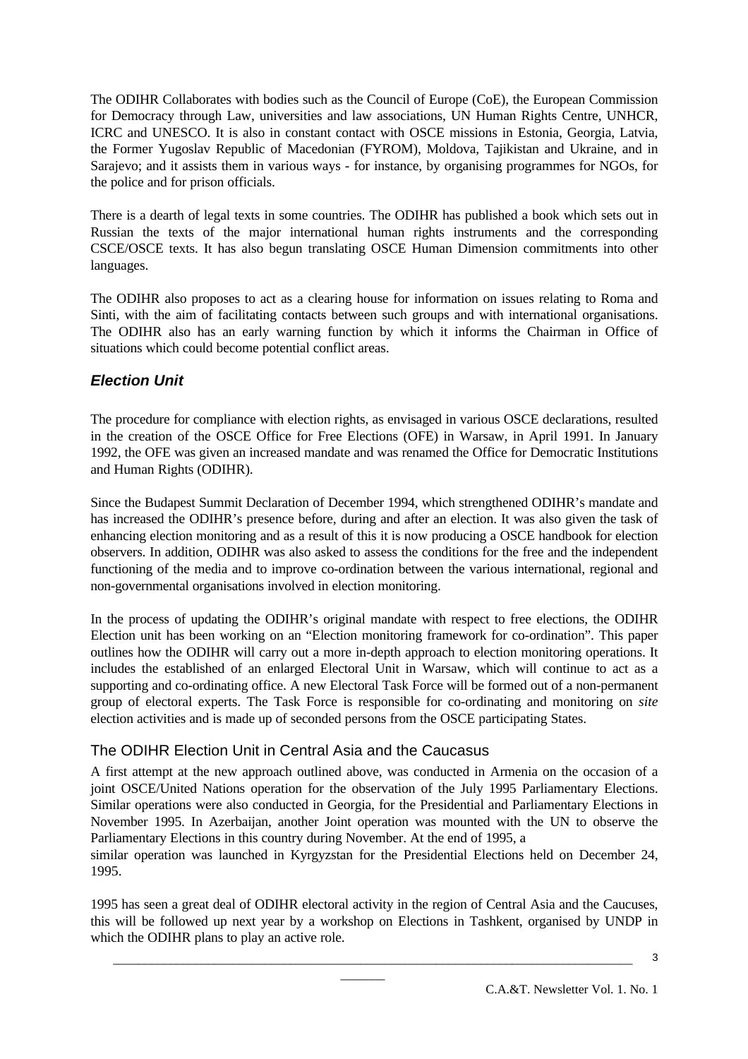The ODIHR Collaborates with bodies such as the Council of Europe (CoE), the European Commission for Democracy through Law, universities and law associations, UN Human Rights Centre, UNHCR, ICRC and UNESCO. It is also in constant contact with OSCE missions in Estonia, Georgia, Latvia, the Former Yugoslav Republic of Macedonian (FYROM), Moldova, Tajikistan and Ukraine, and in Sarajevo; and it assists them in various ways - for instance, by organising programmes for NGOs, for the police and for prison officials.

There is a dearth of legal texts in some countries. The ODIHR has published a book which sets out in Russian the texts of the major international human rights instruments and the corresponding CSCE/OSCE texts. It has also begun translating OSCE Human Dimension commitments into other languages.

The ODIHR also proposes to act as a clearing house for information on issues relating to Roma and Sinti, with the aim of facilitating contacts between such groups and with international organisations. The ODIHR also has an early warning function by which it informs the Chairman in Office of situations which could become potential conflict areas.

## *Election Unit*

The procedure for compliance with election rights, as envisaged in various OSCE declarations, resulted in the creation of the OSCE Office for Free Elections (OFE) in Warsaw, in April 1991. In January 1992, the OFE was given an increased mandate and was renamed the Office for Democratic Institutions and Human Rights (ODIHR).

Since the Budapest Summit Declaration of December 1994, which strengthened ODIHR's mandate and has increased the ODIHR's presence before, during and after an election. It was also given the task of enhancing election monitoring and as a result of this it is now producing a OSCE handbook for election observers. In addition, ODIHR was also asked to assess the conditions for the free and the independent functioning of the media and to improve co-ordination between the various international, regional and non-governmental organisations involved in election monitoring.

In the process of updating the ODIHR's original mandate with respect to free elections, the ODIHR Election unit has been working on an "Election monitoring framework for co-ordination". This paper outlines how the ODIHR will carry out a more in-depth approach to election monitoring operations. It includes the established of an enlarged Electoral Unit in Warsaw, which will continue to act as a supporting and co-ordinating office. A new Electoral Task Force will be formed out of a non-permanent group of electoral experts. The Task Force is responsible for co-ordinating and monitoring on *site* election activities and is made up of seconded persons from the OSCE participating States.

### The ODIHR Election Unit in Central Asia and the Caucasus

A first attempt at the new approach outlined above, was conducted in Armenia on the occasion of a joint OSCE/United Nations operation for the observation of the July 1995 Parliamentary Elections. Similar operations were also conducted in Georgia, for the Presidential and Parliamentary Elections in November 1995. In Azerbaijan, another Joint operation was mounted with the UN to observe the Parliamentary Elections in this country during November. At the end of 1995, a similar operation was launched in Kyrgyzstan for the Presidential Elections held on December 24, 1995.

1995 has seen a great deal of ODIHR electoral activity in the region of Central Asia and the Caucuses, this will be followed up next year by a workshop on Elections in Tashkent, organised by UNDP in which the ODIHR plans to play an active role.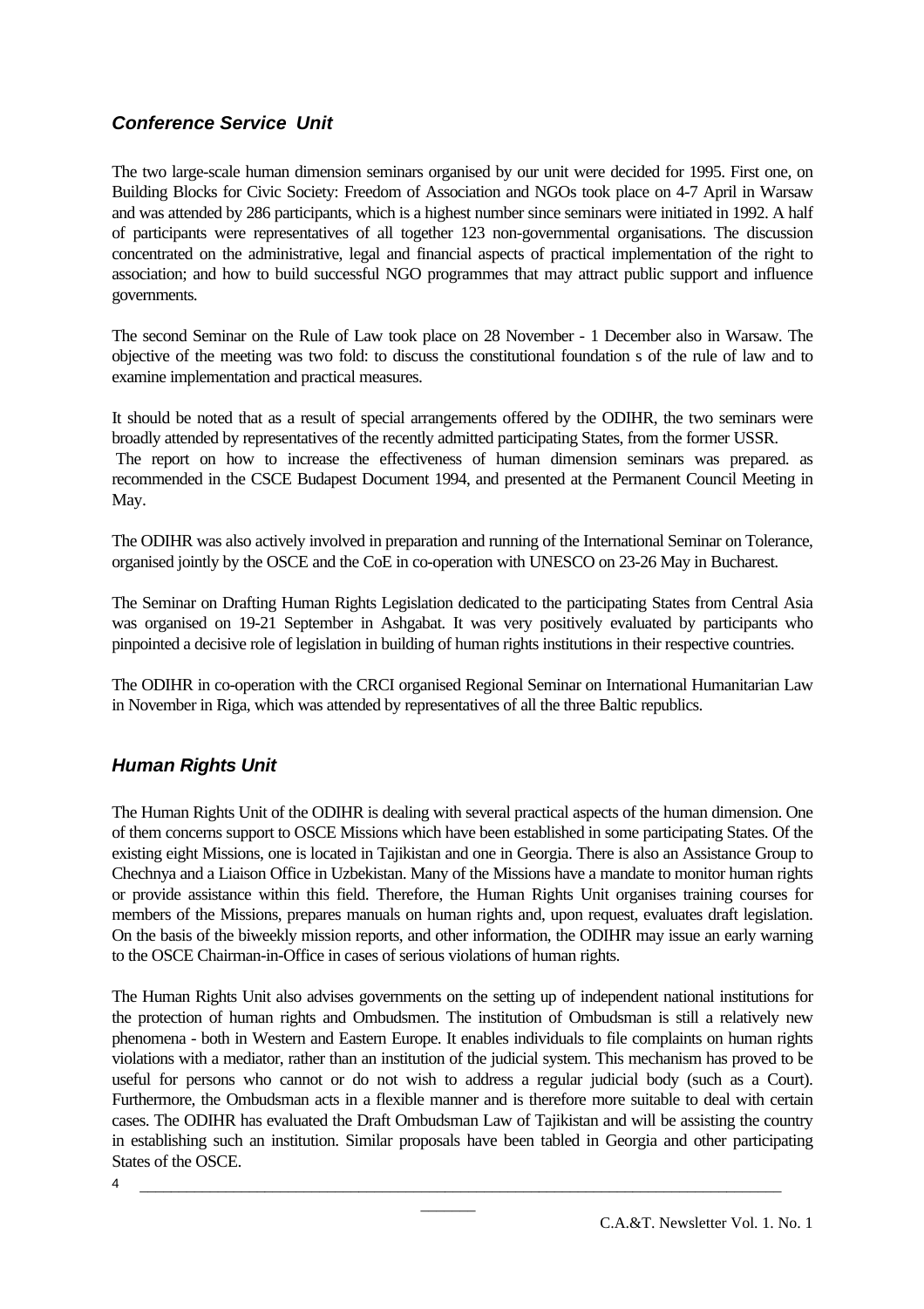## *Conference Service Unit*

The two large-scale human dimension seminars organised by our unit were decided for 1995. First one, on Building Blocks for Civic Society: Freedom of Association and NGOs took place on 4-7 April in Warsaw and was attended by 286 participants, which is a highest number since seminars were initiated in 1992. A half of participants were representatives of all together 123 non-governmental organisations. The discussion concentrated on the administrative, legal and financial aspects of practical implementation of the right to association; and how to build successful NGO programmes that may attract public support and influence governments.

The second Seminar on the Rule of Law took place on 28 November - 1 December also in Warsaw. The objective of the meeting was two fold: to discuss the constitutional foundation s of the rule of law and to examine implementation and practical measures.

It should be noted that as a result of special arrangements offered by the ODIHR, the two seminars were broadly attended by representatives of the recently admitted participating States, from the former USSR.
The report on how to increase the effectiveness of human dimension seminars was prepared. as recommended in the CSCE Budapest Document 1994, and presented at the Permanent Council Meeting in May.

The ODIHR was also actively involved in preparation and running of the International Seminar on Tolerance, organised jointly by the OSCE and the CoE in co-operation with UNESCO on 23-26 May in Bucharest.

The Seminar on Drafting Human Rights Legislation dedicated to the participating States from Central Asia was organised on 19-21 September in Ashgabat. It was very positively evaluated by participants who pinpointed a decisive role of legislation in building of human rights institutions in their respective countries.

The ODIHR in co-operation with the CRCI organised Regional Seminar on International Humanitarian Law in November in Riga, which was attended by representatives of all the three Baltic republics.

## *Human Rights Unit*

The Human Rights Unit of the ODIHR is dealing with several practical aspects of the human dimension. One of them concerns support to OSCE Missions which have been established in some participating States. Of the existing eight Missions, one is located in Tajikistan and one in Georgia. There is also an Assistance Group to Chechnya and a Liaison Office in Uzbekistan. Many of the Missions have a mandate to monitor human rights or provide assistance within this field. Therefore, the Human Rights Unit organises training courses for members of the Missions, prepares manuals on human rights and, upon request, evaluates draft legislation. On the basis of the biweekly mission reports, and other information, the ODIHR may issue an early warning to the OSCE Chairman-in-Office in cases of serious violations of human rights.

The Human Rights Unit also advises governments on the setting up of independent national institutions for the protection of human rights and Ombudsmen. The institution of Ombudsman is still a relatively new phenomena - both in Western and Eastern Europe. It enables individuals to file complaints on human rights violations with a mediator, rather than an institution of the judicial system. This mechanism has proved to be useful for persons who cannot or do not wish to address a regular judicial body (such as a Court). Furthermore, the Ombudsman acts in a flexible manner and is therefore more suitable to deal with certain cases. The ODIHR has evaluated the Draft Ombudsman Law of Tajikistan and will be assisting the country in establishing such an institution. Similar proposals have been tabled in Georgia and other participating States of the OSCE.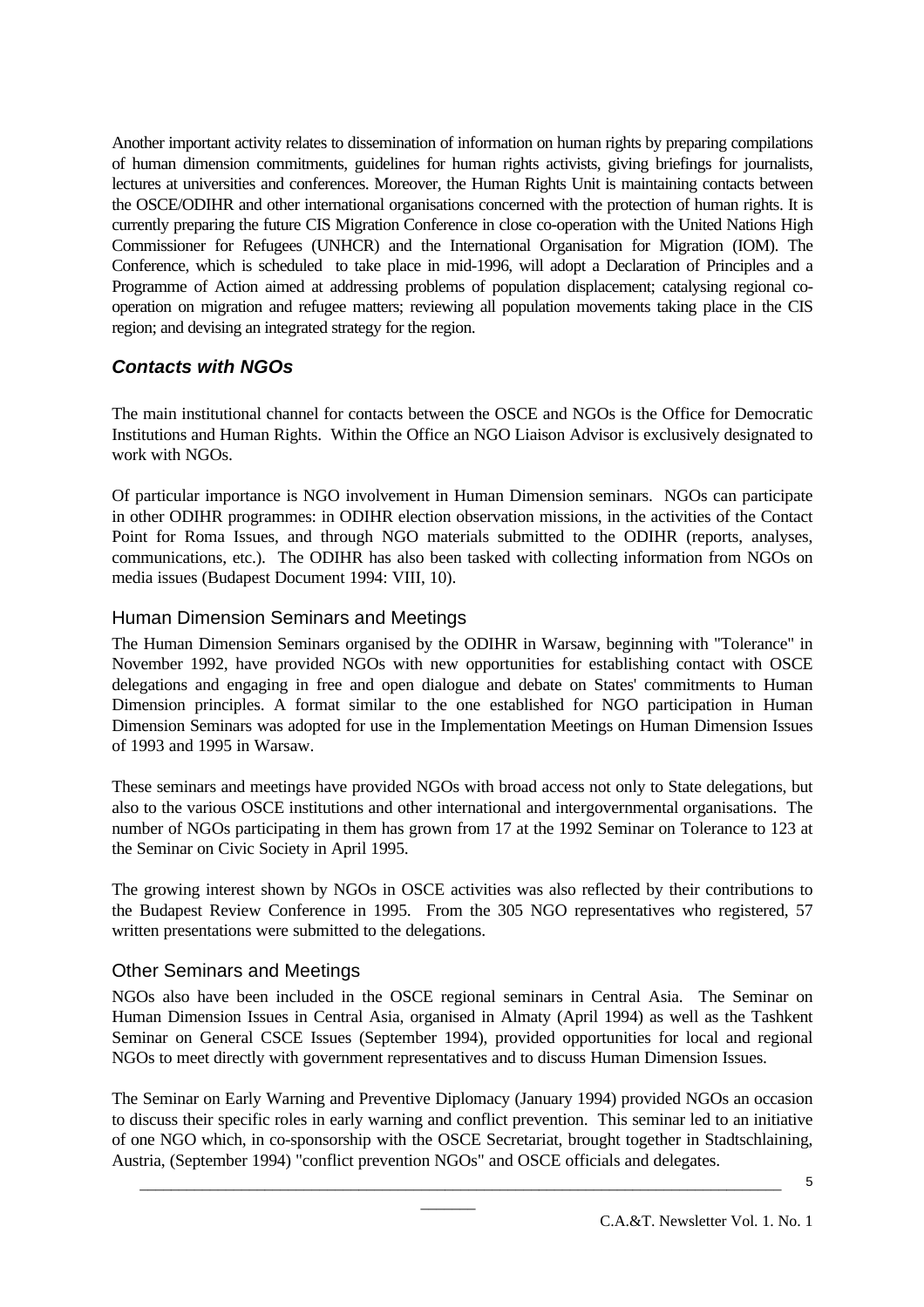Another important activity relates to dissemination of information on human rights by preparing compilations of human dimension commitments, guidelines for human rights activists, giving briefings for journalists, lectures at universities and conferences. Moreover, the Human Rights Unit is maintaining contacts between the OSCE/ODIHR and other international organisations concerned with the protection of human rights. It is currently preparing the future CIS Migration Conference in close co-operation with the United Nations High Commissioner for Refugees (UNHCR) and the International Organisation for Migration (IOM). The Conference, which is scheduled to take place in mid-1996, will adopt a Declaration of Principles and a Programme of Action aimed at addressing problems of population displacement; catalysing regional co-operation on migration and refugee matters; reviewing all population movements taking place in the CIS region; and devising an integrated strategy for the region.

## *Contacts with NGOs*

The main institutional channel for contacts between the OSCE and NGOs is the Office for Democratic Institutions and Human Rights. Within the Office an NGO Liaison Advisor is exclusively designated to work with NGOs.

Of particular importance is NGO involvement in Human Dimension seminars. NGOs can participate in other ODIHR programmes: in ODIHR election observation missions, in the activities of the Contact Point for Roma Issues, and through NGO materials submitted to the ODIHR (reports, analyses, communications, etc.). The ODIHR has also been tasked with collecting information from NGOs on media issues (Budapest Document 1994: VIII, 10).

### Human Dimension Seminars and Meetings

The Human Dimension Seminars organised by the ODIHR in Warsaw, beginning with "Tolerance" in November 1992, have provided NGOs with new opportunities for establishing contact with OSCE delegations and engaging in free and open dialogue and debate on States' commitments to Human Dimension principles. A format similar to the one established for NGO participation in Human Dimension Seminars was adopted for use in the Implementation Meetings on Human Dimension Issues of 1993 and 1995 in Warsaw.

These seminars and meetings have provided NGOs with broad access not only to State delegations, but also to the various OSCE institutions and other international and intergovernmental organisations. The number of NGOs participating in them has grown from 17 at the 1992 Seminar on Tolerance to 123 at the Seminar on Civic Society in April 1995.

The growing interest shown by NGOs in OSCE activities was also reflected by their contributions to the Budapest Review Conference in 1995. From the 305 NGO representatives who registered, 57 written presentations were submitted to the delegations.

### Other Seminars and Meetings

NGOs also have been included in the OSCE regional seminars in Central Asia. The Seminar on Human Dimension Issues in Central Asia, organised in Almaty (April 1994) as well as the Tashkent Seminar on General CSCE Issues (September 1994), provided opportunities for local and regional NGOs to meet directly with government representatives and to discuss Human Dimension Issues.

The Seminar on Early Warning and Preventive Diplomacy (January 1994) provided NGOs an occasion to discuss their specific roles in early warning and conflict prevention. This seminar led to an initiative of one NGO which, in co-sponsorship with the OSCE Secretariat, brought together in Stadtschlaining, Austria, (September 1994) "conflict prevention NGOs" and OSCE officials and delegates.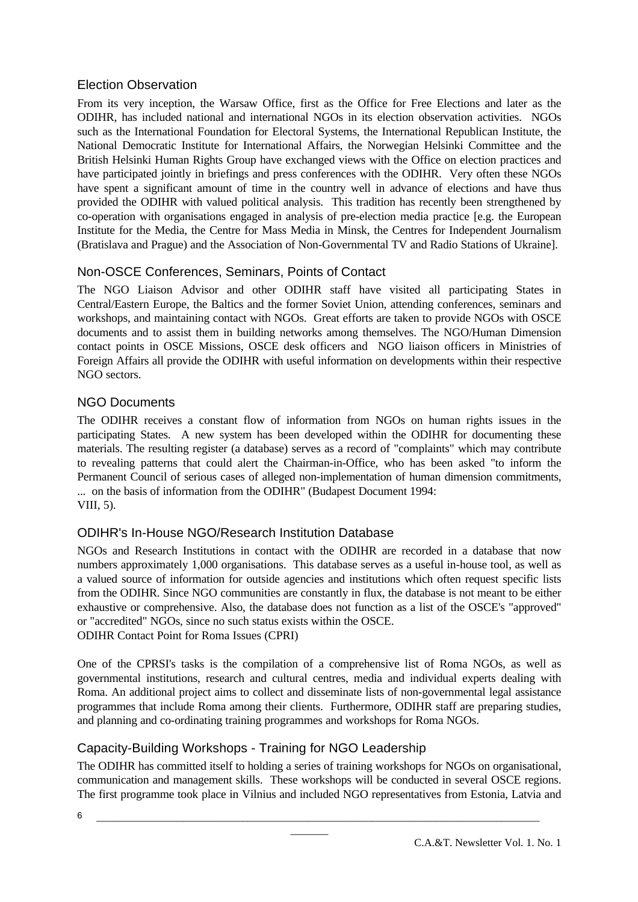## Election Observation

From its very inception, the Warsaw Office, first as the Office for Free Elections and later as the ODIHR, has included national and international NGOs in its election observation activities. NGOs such as the International Foundation for Electoral Systems, the International Republican Institute, the National Democratic Institute for International Affairs, the Norwegian Helsinki Committee and the British Helsinki Human Rights Group have exchanged views with the Office on election practices and have participated jointly in briefings and press conferences with the ODIHR. Very often these NGOs have spent a significant amount of time in the country well in advance of elections and have thus provided the ODIHR with valued political analysis. This tradition has recently been strengthened by co-operation with organisations engaged in analysis of pre-election media practice [e.g. the European Institute for the Media, the Centre for Mass Media in Minsk, the Centres for Independent Journalism (Bratislava and Prague) and the Association of Non-Governmental TV and Radio Stations of Ukraine].

## Non-OSCE Conferences, Seminars, Points of Contact

The NGO Liaison Advisor and other ODIHR staff have visited all participating States in Central/Eastern Europe, the Baltics and the former Soviet Union, attending conferences, seminars and workshops, and maintaining contact with NGOs. Great efforts are taken to provide NGOs with OSCE documents and to assist them in building networks among themselves. The NGO/Human Dimension contact points in OSCE Missions, OSCE desk officers and NGO liaison officers in Ministries of Foreign Affairs all provide the ODIHR with useful information on developments within their respective NGO sectors.

## NGO Documents

The ODIHR receives a constant flow of information from NGOs on human rights issues in the participating States. A new system has been developed within the ODIHR for documenting these materials. The resulting register (a database) serves as a record of "complaints" which may contribute to revealing patterns that could alert the Chairman-in-Office, who has been asked "to inform the Permanent Council of serious cases of alleged non-implementation of human dimension commitments, ... on the basis of information from the ODIHR" (Budapest Document 1994: VIII, 5).

## ODIHR's In-House NGO/Research Institution Database

NGOs and Research Institutions in contact with the ODIHR are recorded in a database that now numbers approximately 1,000 organisations. This database serves as a useful in-house tool, as well as a valued source of information for outside agencies and institutions which often request specific lists from the ODIHR. Since NGO communities are constantly in flux, the database is not meant to be either exhaustive or comprehensive. Also, the database does not function as a list of the OSCE's "approved" or "accredited" NGOs, since no such status exists within the OSCE.

ODIHR Contact Point for Roma Issues (CPRI)

One of the CPRSI's tasks is the compilation of a comprehensive list of Roma NGOs, as well as governmental institutions, research and cultural centres, media and individual experts dealing with Roma. An additional project aims to collect and disseminate lists of non-governmental legal assistance programmes that include Roma among their clients. Furthermore, ODIHR staff are preparing studies, and planning and co-ordinating training programmes and workshops for Roma NGOs.

## Capacity-Building Workshops - Training for NGO Leadership

The ODIHR has committed itself to holding a series of training workshops for NGOs on organisational, communication and management skills. These workshops will be conducted in several OSCE regions. The first programme took place in Vilnius and included NGO representatives from Estonia, Latvia and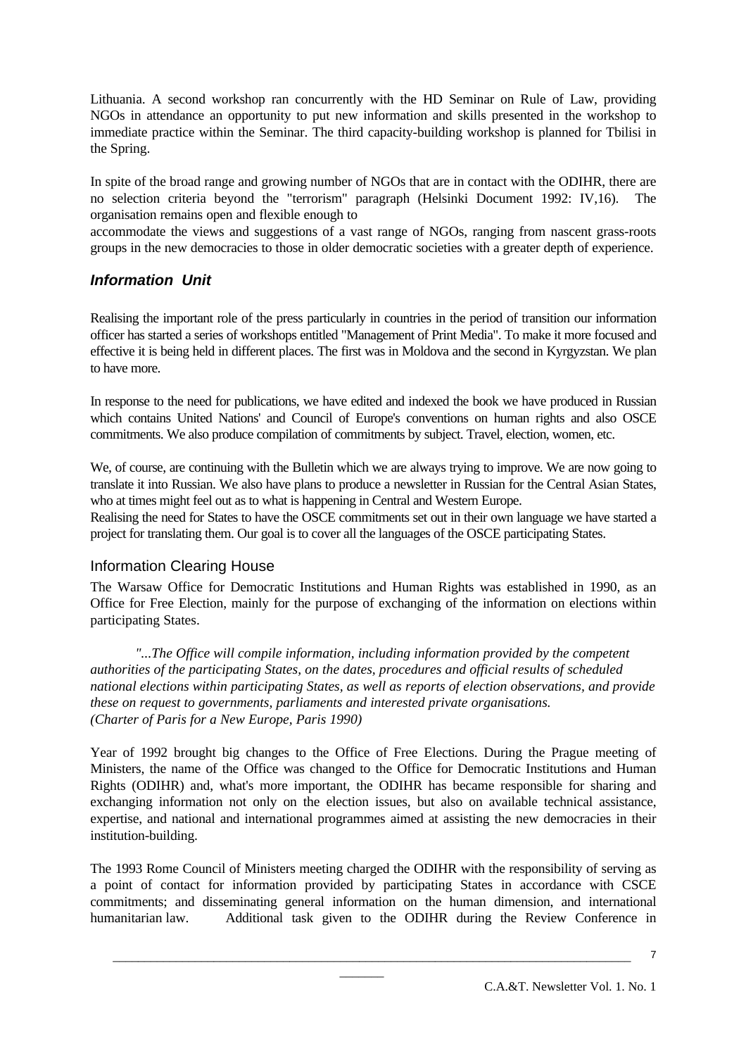Lithuania. A second workshop ran concurrently with the HD Seminar on Rule of Law, providing NGOs in attendance an opportunity to put new information and skills presented in the workshop to immediate practice within the Seminar. The third capacity-building workshop is planned for Tbilisi in the Spring.

In spite of the broad range and growing number of NGOs that are in contact with the ODIHR, there are no selection criteria beyond the "terrorism" paragraph (Helsinki Document 1992: IV,16). The organisation remains open and flexible enough to accommodate the views and suggestions of a vast range of NGOs, ranging from nascent grass-roots groups in the new democracies to those in older democratic societies with a greater depth of experience.

## *Information Unit*

Realising the important role of the press particularly in countries in the period of transition our information officer has started a series of workshops entitled "Management of Print Media". To make it more focused and effective it is being held in different places. The first was in Moldova and the second in Kyrgyzstan. We plan to have more.

In response to the need for publications, we have edited and indexed the book we have produced in Russian which contains United Nations' and Council of Europe's conventions on human rights and also OSCE commitments. We also produce compilation of commitments by subject. Travel, election, women, etc.

We, of course, are continuing with the Bulletin which we are always trying to improve. We are now going to translate it into Russian. We also have plans to produce a newsletter in Russian for the Central Asian States, who at times might feel out as to what is happening in Central and Western Europe.
Realising the need for States to have the OSCE commitments set out in their own language we have started a project for translating them. Our goal is to cover all the languages of the OSCE participating States.

### Information Clearing House

The Warsaw Office for Democratic Institutions and Human Rights was established in 1990, as an Office for Free Election, mainly for the purpose of exchanging of the information on elections within participating States.

> *"...The Office will compile information, including information provided by the competent authorities of the participating States, on the dates, procedures and official results of scheduled national elections within participating States, as well as reports of election observations, and provide these on request to governments, parliaments and interested private organisations. (Charter of Paris for a New Europe, Paris 1990)*

Year of 1992 brought big changes to the Office of Free Elections. During the Prague meeting of Ministers, the name of the Office was changed to the Office for Democratic Institutions and Human Rights (ODIHR) and, what's more important, the ODIHR has became responsible for sharing and exchanging information not only on the election issues, but also on available technical assistance, expertise, and national and international programmes aimed at assisting the new democracies in their institution-building.

The 1993 Rome Council of Ministers meeting charged the ODIHR with the responsibility of serving as a point of contact for information provided by participating States in accordance with CSCE commitments; and disseminating general information on the human dimension, and international humanitarian law. Additional task given to the ODIHR during the Review Conference in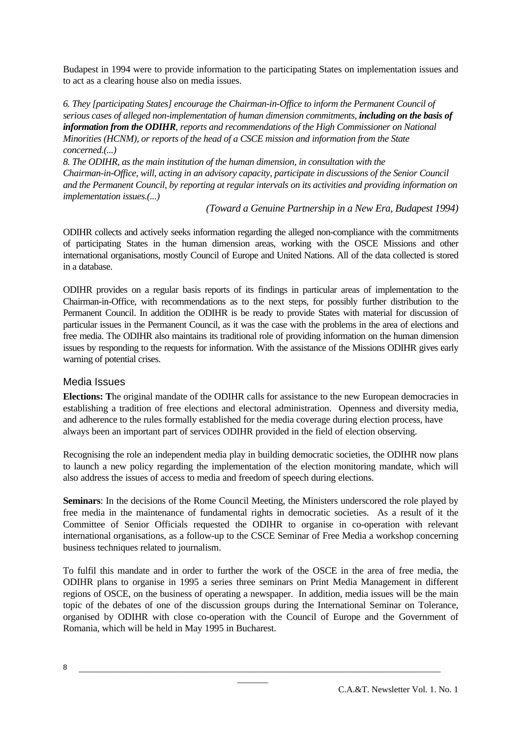Budapest in 1994 were to provide information to the participating States on implementation issues and to act as a clearing house also on media issues.

*6. They [participating States] encourage the Chairman-in-Office to inform the Permanent Council of serious cases of alleged non-implementation of human dimension commitments, **including on the basis of information from the ODIHR**, reports and recommendations of the High Commissioner on National Minorities (HCNM), or reports of the head of a CSCE mission and information from the State concerned.(...)*
*8. The ODIHR, as the main institution of the human dimension, in consultation with the Chairman-in-Office, will, acting in an advisory capacity, participate in discussions of the Senior Council and the Permanent Council, by reporting at regular intervals on its activities and providing information on implementation issues.(...)*

*(Toward a Genuine Partnership in a New Era, Budapest 1994)*

ODIHR collects and actively seeks information regarding the alleged non-compliance with the commitments of participating States in the human dimension areas, working with the OSCE Missions and other international organisations, mostly Council of Europe and United Nations. All of the data collected is stored in a database.

ODIHR provides on a regular basis reports of its findings in particular areas of implementation to the Chairman-in-Office, with recommendations as to the next steps, for possibly further distribution to the Permanent Council. In addition the ODIHR is be ready to provide States with material for discussion of particular issues in the Permanent Council, as it was the case with the problems in the area of elections and free media. The ODIHR also maintains its traditional role of providing information on the human dimension issues by responding to the requests for information. With the assistance of the Missions ODIHR gives early warning of potential crises.

## Media Issues

**Elections: T**he original mandate of the ODIHR calls for assistance to the new European democracies in establishing a tradition of free elections and electoral administration. Openness and diversity media, and adherence to the rules formally established for the media coverage during election process, have always been an important part of services ODIHR provided in the field of election observing.

Recognising the role an independent media play in building democratic societies, the ODIHR now plans to launch a new policy regarding the implementation of the election monitoring mandate, which will also address the issues of access to media and freedom of speech during elections.

**Seminars**: In the decisions of the Rome Council Meeting, the Ministers underscored the role played by free media in the maintenance of fundamental rights in democratic societies. As a result of it the Committee of Senior Officials requested the ODIHR to organise in co-operation with relevant international organisations, as a follow-up to the CSCE Seminar of Free Media a workshop concerning business techniques related to journalism.

To fulfil this mandate and in order to further the work of the OSCE in the area of free media, the ODIHR plans to organise in 1995 a series three seminars on Print Media Management in different regions of OSCE, on the business of operating a newspaper. In addition, media issues will be the main topic of the debates of one of the discussion groups during the International Seminar on Tolerance, organised by ODIHR with close co-operation with the Council of Europe and the Government of Romania, which will be held in May 1995 in Bucharest.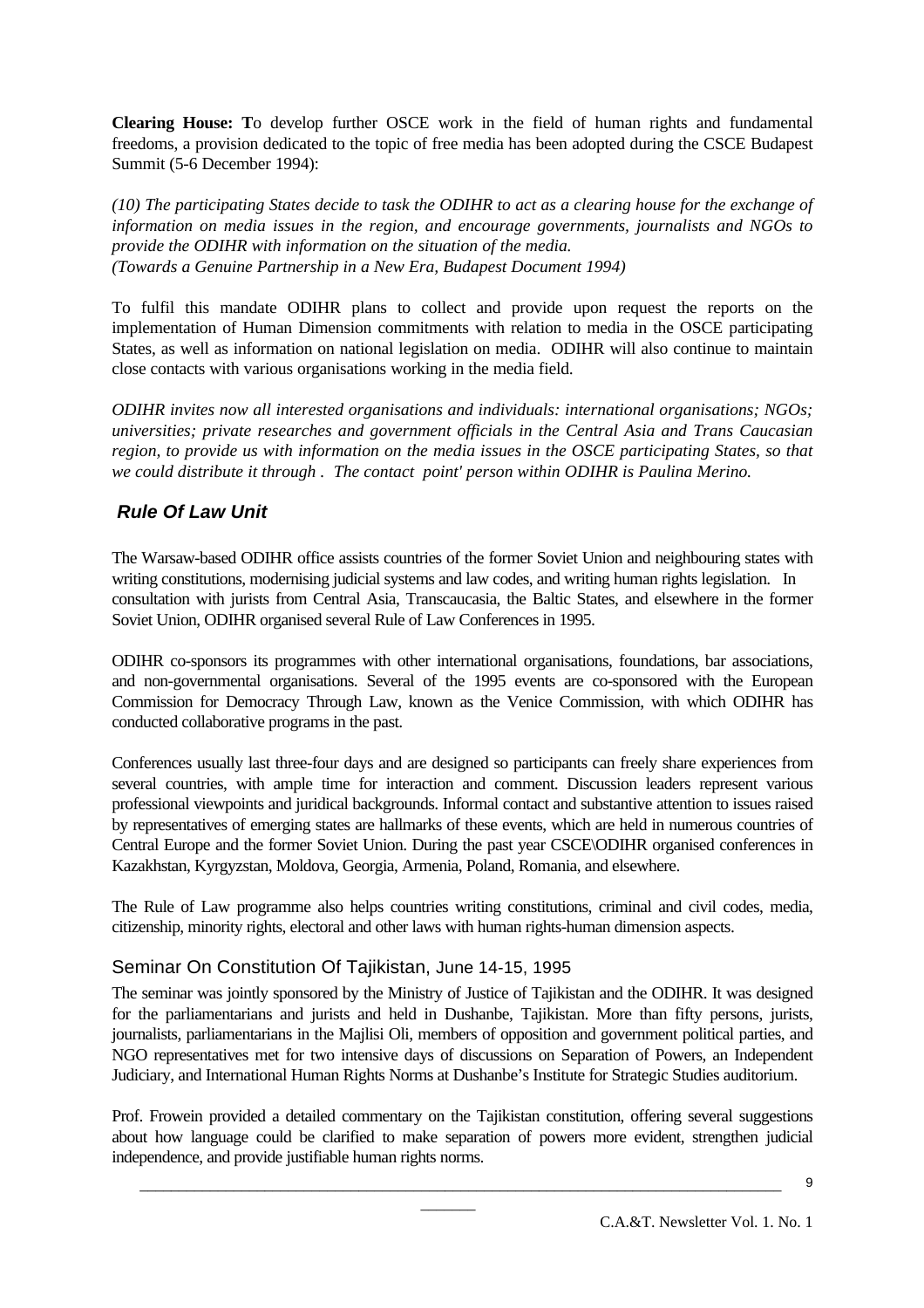**Clearing House: T**o develop further OSCE work in the field of human rights and fundamental freedoms, a provision dedicated to the topic of free media has been adopted during the CSCE Budapest Summit (5-6 December 1994):

*(10) The participating States decide to task the ODIHR to act as a clearing house for the exchange of information on media issues in the region, and encourage governments, journalists and NGOs to provide the ODIHR with information on the situation of the media.*
*(Towards a Genuine Partnership in a New Era, Budapest Document 1994)*

To fulfil this mandate ODIHR plans to collect and provide upon request the reports on the implementation of Human Dimension commitments with relation to media in the OSCE participating States, as well as information on national legislation on media. ODIHR will also continue to maintain close contacts with various organisations working in the media field.

*ODIHR invites now all interested organisations and individuals: international organisations; NGOs; universities; private researches and government officials in the Central Asia and Trans Caucasian region, to provide us with information on the media issues in the OSCE participating States, so that we could distribute it through . The contact point' person within ODIHR is Paulina Merino.*

## Rule Of Law Unit

The Warsaw-based ODIHR office assists countries of the former Soviet Union and neighbouring states with writing constitutions, modernising judicial systems and law codes, and writing human rights legislation. In consultation with jurists from Central Asia, Transcaucasia, the Baltic States, and elsewhere in the former Soviet Union, ODIHR organised several Rule of Law Conferences in 1995.

ODIHR co-sponsors its programmes with other international organisations, foundations, bar associations, and non-governmental organisations. Several of the 1995 events are co-sponsored with the European Commission for Democracy Through Law, known as the Venice Commission, with which ODIHR has conducted collaborative programs in the past.

Conferences usually last three-four days and are designed so participants can freely share experiences from several countries, with ample time for interaction and comment. Discussion leaders represent various professional viewpoints and juridical backgrounds. Informal contact and substantive attention to issues raised by representatives of emerging states are hallmarks of these events, which are held in numerous countries of Central Europe and the former Soviet Union. During the past year CSCE\ODIHR organised conferences in Kazakhstan, Kyrgyzstan, Moldova, Georgia, Armenia, Poland, Romania, and elsewhere.

The Rule of Law programme also helps countries writing constitutions, criminal and civil codes, media, citizenship, minority rights, electoral and other laws with human rights-human dimension aspects.

### Seminar On Constitution Of Tajikistan, June 14-15, 1995

The seminar was jointly sponsored by the Ministry of Justice of Tajikistan and the ODIHR. It was designed for the parliamentarians and jurists and held in Dushanbe, Tajikistan. More than fifty persons, jurists, journalists, parliamentarians in the Majlisi Oli, members of opposition and government political parties, and NGO representatives met for two intensive days of discussions on Separation of Powers, an Independent Judiciary, and International Human Rights Norms at Dushanbe's Institute for Strategic Studies auditorium.

Prof. Frowein provided a detailed commentary on the Tajikistan constitution, offering several suggestions about how language could be clarified to make separation of powers more evident, strengthen judicial independence, and provide justifiable human rights norms.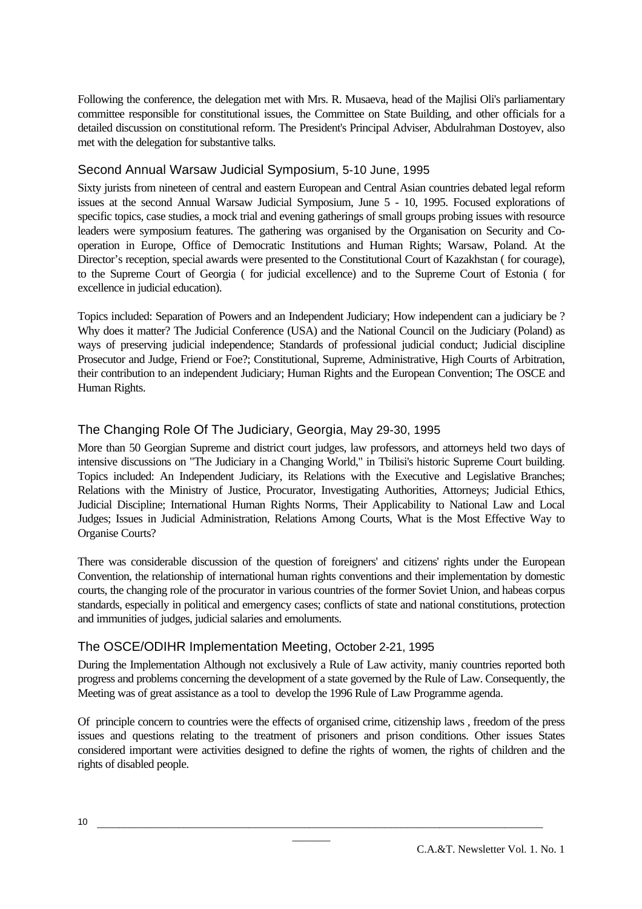Following the conference, the delegation met with Mrs. R. Musaeva, head of the Majlisi Oli's parliamentary committee responsible for constitutional issues, the Committee on State Building, and other officials for a detailed discussion on constitutional reform. The President's Principal Adviser, Abdulrahman Dostoyev, also met with the delegation for substantive talks.

## Second Annual Warsaw Judicial Symposium, 5-10 June, 1995

Sixty jurists from nineteen of central and eastern European and Central Asian countries debated legal reform issues at the second Annual Warsaw Judicial Symposium, June 5 - 10, 1995. Focused explorations of specific topics, case studies, a mock trial and evening gatherings of small groups probing issues with resource leaders were symposium features. The gathering was organised by the Organisation on Security and Co-operation in Europe, Office of Democratic Institutions and Human Rights; Warsaw, Poland. At the Director's reception, special awards were presented to the Constitutional Court of Kazakhstan ( for courage), to the Supreme Court of Georgia ( for judicial excellence) and to the Supreme Court of Estonia ( for excellence in judicial education).

Topics included: Separation of Powers and an Independent Judiciary; How independent can a judiciary be ? Why does it matter? The Judicial Conference (USA) and the National Council on the Judiciary (Poland) as ways of preserving judicial independence; Standards of professional judicial conduct; Judicial discipline Prosecutor and Judge, Friend or Foe?; Constitutional, Supreme, Administrative, High Courts of Arbitration, their contribution to an independent Judiciary; Human Rights and the European Convention; The OSCE and Human Rights.

## The Changing Role Of The Judiciary, Georgia, May 29-30, 1995

More than 50 Georgian Supreme and district court judges, law professors, and attorneys held two days of intensive discussions on "The Judiciary in a Changing World," in Tbilisi's historic Supreme Court building. Topics included: An Independent Judiciary, its Relations with the Executive and Legislative Branches; Relations with the Ministry of Justice, Procurator, Investigating Authorities, Attorneys; Judicial Ethics, Judicial Discipline; International Human Rights Norms, Their Applicability to National Law and Local Judges; Issues in Judicial Administration, Relations Among Courts, What is the Most Effective Way to Organise Courts?

There was considerable discussion of the question of foreigners' and citizens' rights under the European Convention, the relationship of international human rights conventions and their implementation by domestic courts, the changing role of the procurator in various countries of the former Soviet Union, and habeas corpus standards, especially in political and emergency cases; conflicts of state and national constitutions, protection and immunities of judges, judicial salaries and emoluments.

## The OSCE/ODIHR Implementation Meeting, October 2-21, 1995

During the Implementation Although not exclusively a Rule of Law activity, maniy countries reported both progress and problems concerning the development of a state governed by the Rule of Law. Consequently, the Meeting was of great assistance as a tool to develop the 1996 Rule of Law Programme agenda.

Of principle concern to countries were the effects of organised crime, citizenship laws , freedom of the press issues and questions relating to the treatment of prisoners and prison conditions. Other issues States considered important were activities designed to define the rights of women, the rights of children and the rights of disabled people.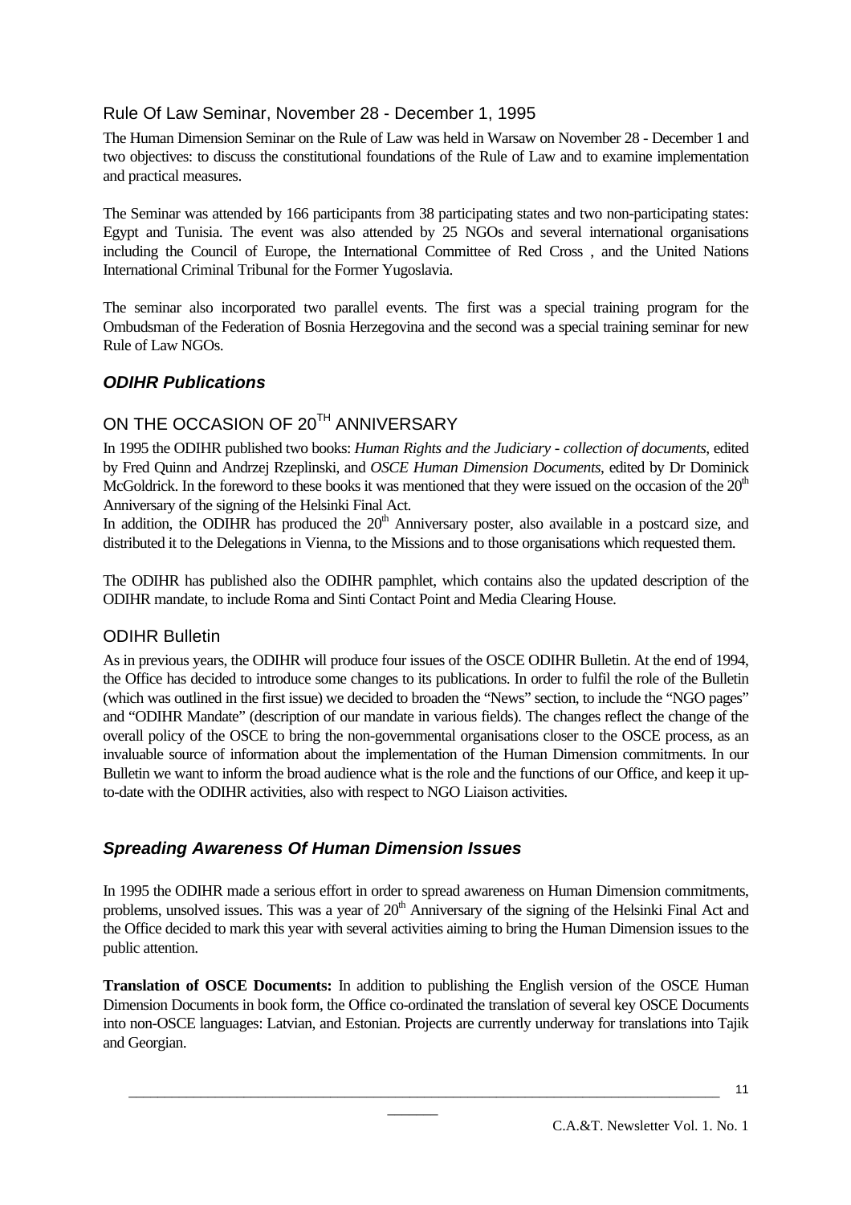## Rule Of Law Seminar, November 28 - December 1, 1995

The Human Dimension Seminar on the Rule of Law was held in Warsaw on November 28 - December 1 and two objectives: to discuss the constitutional foundations of the Rule of Law and to examine implementation and practical measures.

The Seminar was attended by 166 participants from 38 participating states and two non-participating states: Egypt and Tunisia. The event was also attended by 25 NGOs and several international organisations including the Council of Europe, the International Committee of Red Cross , and the United Nations International Criminal Tribunal for the Former Yugoslavia.

The seminar also incorporated two parallel events. The first was a special training program for the Ombudsman of the Federation of Bosnia Herzegovina and the second was a special training seminar for new Rule of Law NGOs.

# *ODIHR Publications*

## ON THE OCCASION OF 20TH ANNIVERSARY

In 1995 the ODIHR published two books: *Human Rights and the Judiciary - collection of documents*, edited by Fred Quinn and Andrzej Rzeplinski, and *OSCE Human Dimension Documents*, edited by Dr Dominick McGoldrick. In the foreword to these books it was mentioned that they were issued on the occasion of the 20th Anniversary of the signing of the Helsinki Final Act.
In addition, the ODIHR has produced the 20th Anniversary poster, also available in a postcard size, and distributed it to the Delegations in Vienna, to the Missions and to those organisations which requested them.

The ODIHR has published also the ODIHR pamphlet, which contains also the updated description of the ODIHR mandate, to include Roma and Sinti Contact Point and Media Clearing House.

## ODIHR Bulletin

As in previous years, the ODIHR will produce four issues of the OSCE ODIHR Bulletin. At the end of 1994, the Office has decided to introduce some changes to its publications. In order to fulfil the role of the Bulletin (which was outlined in the first issue) we decided to broaden the "News" section, to include the "NGO pages" and "ODIHR Mandate" (description of our mandate in various fields). The changes reflect the change of the overall policy of the OSCE to bring the non-governmental organisations closer to the OSCE process, as an invaluable source of information about the implementation of the Human Dimension commitments. In our Bulletin we want to inform the broad audience what is the role and the functions of our Office, and keep it up-to-date with the ODIHR activities, also with respect to NGO Liaison activities.

# *Spreading Awareness Of Human Dimension Issues*

In 1995 the ODIHR made a serious effort in order to spread awareness on Human Dimension commitments, problems, unsolved issues. This was a year of 20th Anniversary of the signing of the Helsinki Final Act and the Office decided to mark this year with several activities aiming to bring the Human Dimension issues to the public attention.

**Translation of OSCE Documents:** In addition to publishing the English version of the OSCE Human Dimension Documents in book form, the Office co-ordinated the translation of several key OSCE Documents into non-OSCE languages: Latvian, and Estonian. Projects are currently underway for translations into Tajik and Georgian.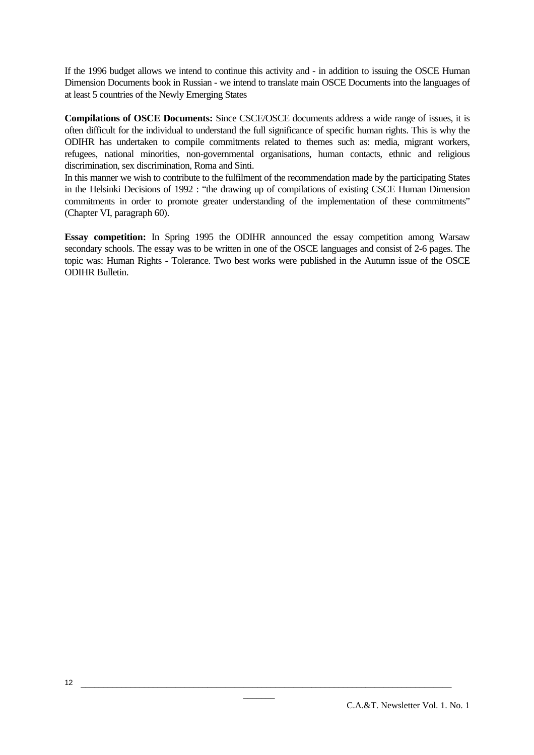If the 1996 budget allows we intend to continue this activity and - in addition to issuing the OSCE Human Dimension Documents book in Russian - we intend to translate main OSCE Documents into the languages of at least 5 countries of the Newly Emerging States

**Compilations of OSCE Documents:** Since CSCE/OSCE documents address a wide range of issues, it is often difficult for the individual to understand the full significance of specific human rights. This is why the ODIHR has undertaken to compile commitments related to themes such as: media, migrant workers, refugees, national minorities, non-governmental organisations, human contacts, ethnic and religious discrimination, sex discrimination, Roma and Sinti.

In this manner we wish to contribute to the fulfilment of the recommendation made by the participating States in the Helsinki Decisions of 1992 : "the drawing up of compilations of existing CSCE Human Dimension commitments in order to promote greater understanding of the implementation of these commitments" (Chapter VI, paragraph 60).

**Essay competition:** In Spring 1995 the ODIHR announced the essay competition among Warsaw secondary schools. The essay was to be written in one of the OSCE languages and consist of 2-6 pages. The topic was: Human Rights - Tolerance. Two best works were published in the Autumn issue of the OSCE ODIHR Bulletin.